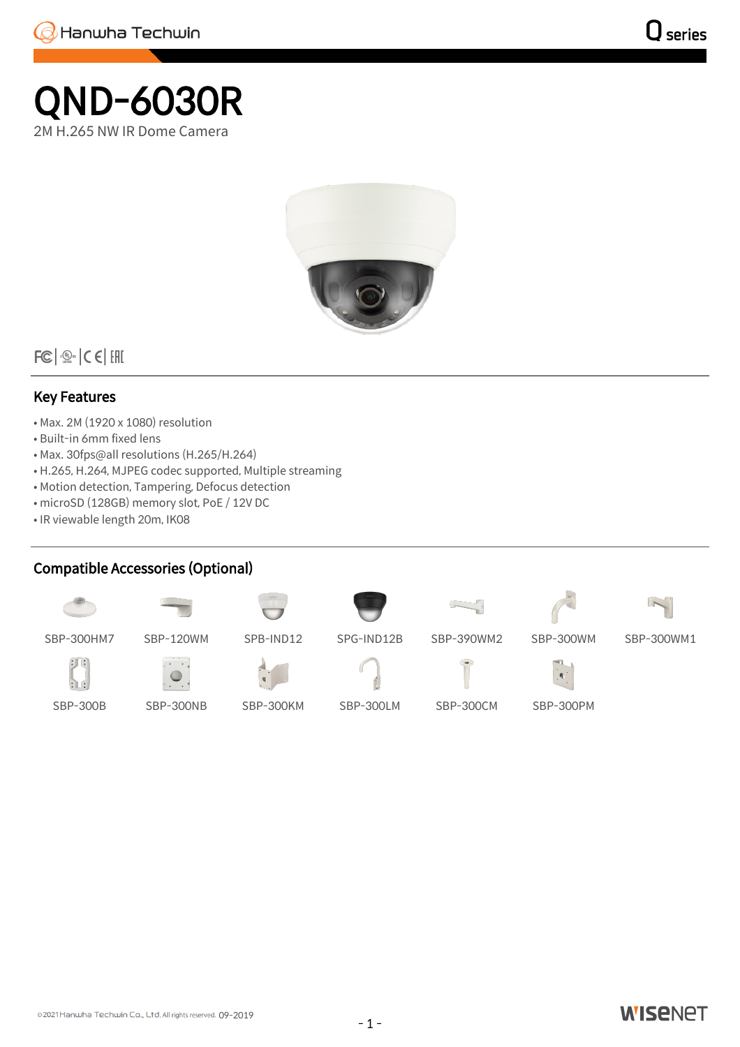# QND-6030R

2M H.265 NW IR Dome Camera

## Key Features

- Max. 2M (1920 x 1080) resolution
- Built-in 6mm fixed lens
- Max. 30fps@all resolutions (H.265/H.264)
- H.265, H.264, MJPEG codec supported, Multiple streaming
- Motion detection, Tampering, Defocus detection
- microSD (128GB) memory slot, PoE / 12V DC
- IR viewable length 20m, IK08

## Compatible Accessories (Optional)

SBP-300HM7, SBP-120WM, SPB-IND12, SPG-IND12B, SBP-390WM2, SBP-300WM, SBP-300WM1

SBP-300B, SBP-300NB, SBP-300KM, SBP-300LM, SBP-300CM, SBP-300PM

©2021 Hanwha Techwin Co., Ltd. All rights reserved. 09-2019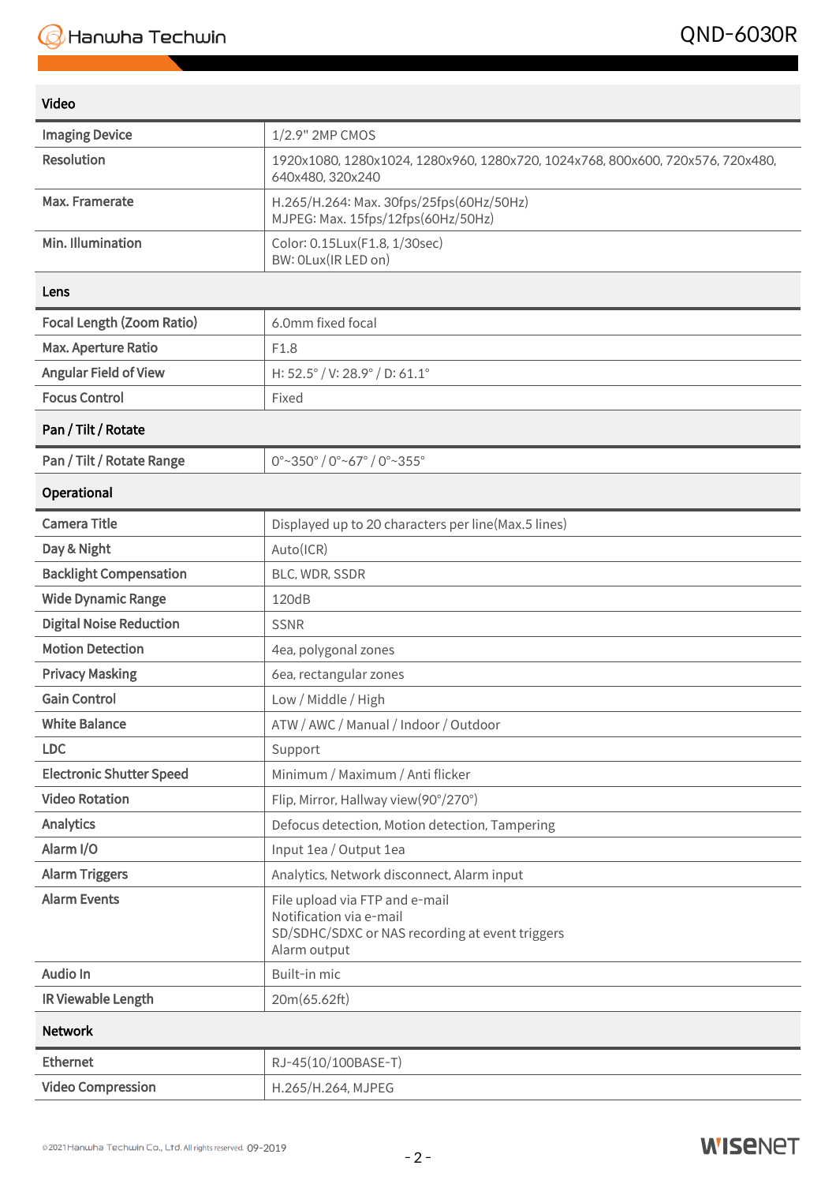## Video

| | |
|---|---|
| Imaging Device | 1/2.9" 2MP CMOS |
| Resolution | 1920x1080, 1280x1024, 1280x960, 1280x720, 1024x768, 800x600, 720x576, 720x480, 640x480, 320x240 |
| Max. Framerate | H.265/H.264: Max. 30fps/25fps(60Hz/50Hz)<br>MJPEG: Max. 15fps/12fps(60Hz/50Hz) |
| Min. Illumination | Color: 0.15Lux(F1.8, 1/30sec)<br>BW: 0Lux(IR LED on) |

## Lens

| | |
|---|---|
| Focal Length (Zoom Ratio) | 6.0mm fixed focal |
| Max. Aperture Ratio | F1.8 |
| Angular Field of View | H: 52.5° / V: 28.9° / D: 61.1° |
| Focus Control | Fixed |

## Pan / Tilt / Rotate

| | |
|---|---|
| Pan / Tilt / Rotate Range | 0°~350° / 0°~67° / 0°~355° |

## Operational

| | |
|---|---|
| Camera Title | Displayed up to 20 characters per line(Max.5 lines) |
| Day & Night | Auto(ICR) |
| Backlight Compensation | BLC, WDR, SSDR |
| Wide Dynamic Range | 120dB |
| Digital Noise Reduction | SSNR |
| Motion Detection | 4ea, polygonal zones |
| Privacy Masking | 6ea, rectangular zones |
| Gain Control | Low / Middle / High |
| White Balance | ATW / AWC / Manual / Indoor / Outdoor |
| LDC | Support |
| Electronic Shutter Speed | Minimum / Maximum / Anti flicker |
| Video Rotation | Flip, Mirror, Hallway view(90°/270°) |
| Analytics | Defocus detection, Motion detection, Tampering |
| Alarm I/O | Input 1ea / Output 1ea |
| Alarm Triggers | Analytics, Network disconnect, Alarm input |
| Alarm Events | File upload via FTP and e-mail<br>Notification via e-mail<br>SD/SDHC/SDXC or NAS recording at event triggers<br>Alarm output |
| Audio In | Built-in mic |
| IR Viewable Length | 20m(65.62ft) |

## Network

| | |
|---|---|
| Ethernet | RJ-45(10/100BASE-T) |
| Video Compression | H.265/H.264, MJPEG |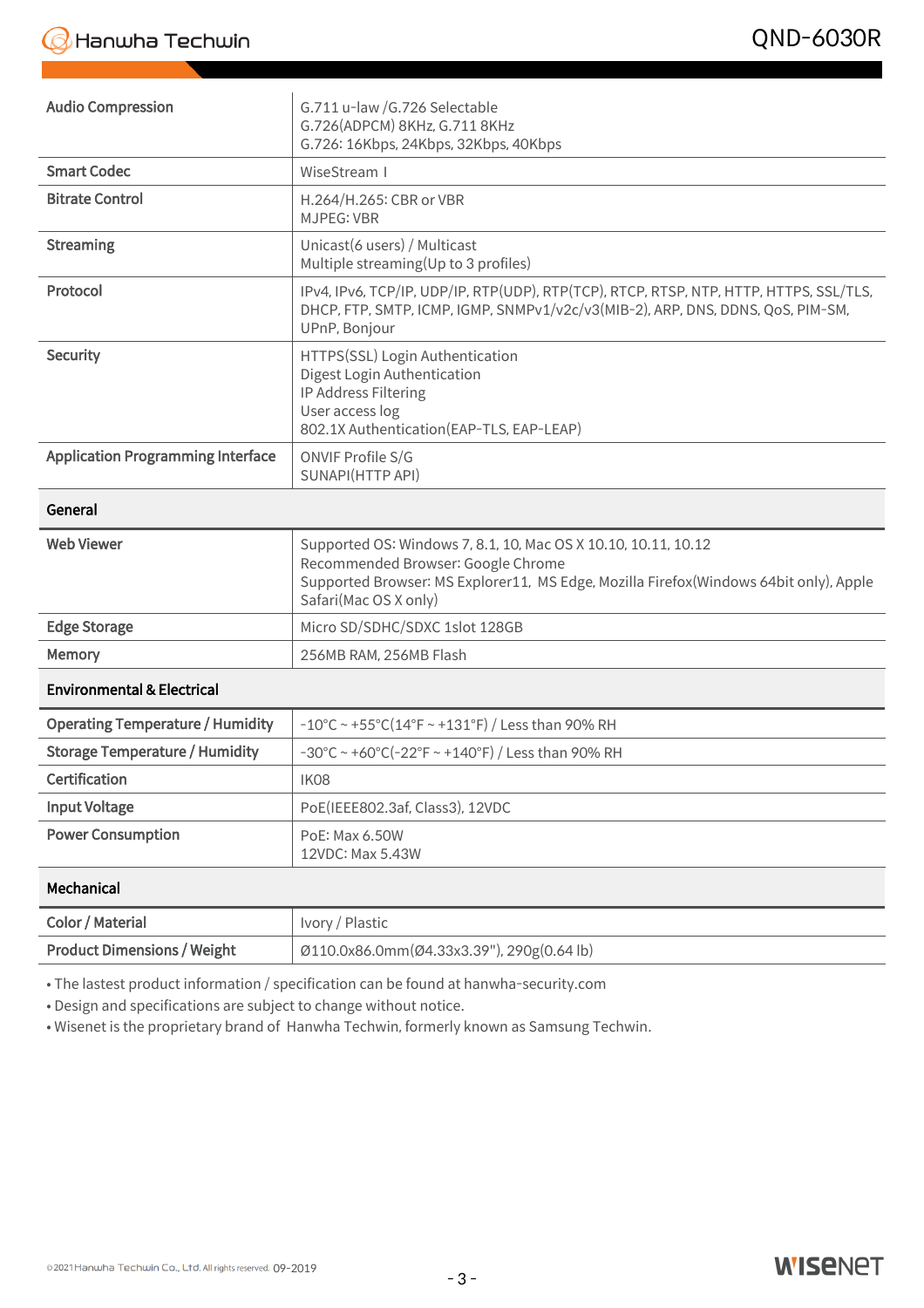| | |
|---|---|
| Audio Compression | G.711 u-law /G.726 Selectable<br>G.726(ADPCM) 8KHz, G.711 8KHz<br>G.726: 16Kbps, 24Kbps, 32Kbps, 40Kbps |
| Smart Codec | WiseStream I |
| Bitrate Control | H.264/H.265: CBR or VBR<br>MJPEG: VBR |
| Streaming | Unicast(6 users) / Multicast<br>Multiple streaming(Up to 3 profiles) |
| Protocol | IPv4, IPv6, TCP/IP, UDP/IP, RTP(UDP), RTP(TCP), RTCP, RTSP, NTP, HTTP, HTTPS, SSL/TLS, DHCP, FTP, SMTP, ICMP, IGMP, SNMPv1/v2c/v3(MIB-2), ARP, DNS, DDNS, QoS, PIM-SM, UPnP, Bonjour |
| Security | HTTPS(SSL) Login Authentication<br>Digest Login Authentication<br>IP Address Filtering<br>User access log<br>802.1X Authentication(EAP-TLS, EAP-LEAP) |
| Application Programming Interface | ONVIF Profile S/G<br>SUNAPI(HTTP API) |

## General

| | |
|---|---|
| Web Viewer | Supported OS: Windows 7, 8.1, 10, Mac OS X 10.10, 10.11, 10.12<br>Recommended Browser: Google Chrome<br>Supported Browser: MS Explorer11, MS Edge, Mozilla Firefox(Windows 64bit only), Apple Safari(Mac OS X only) |
| Edge Storage | Micro SD/SDHC/SDXC 1slot 128GB |
| Memory | 256MB RAM, 256MB Flash |

## Environmental & Electrical

| | |
|---|---|
| Operating Temperature / Humidity | -10°C ~ +55°C(14°F ~ +131°F) / Less than 90% RH |
| Storage Temperature / Humidity | -30°C ~ +60°C(-22°F ~ +140°F) / Less than 90% RH |
| Certification | IK08 |
| Input Voltage | PoE(IEEE802.3af, Class3), 12VDC |
| Power Consumption | PoE: Max 6.50W<br>12VDC: Max 5.43W |

## Mechanical

| | |
|---|---|
| Color / Material | Ivory / Plastic |
| Product Dimensions / Weight | Ø110.0x86.0mm(Ø4.33x3.39"), 290g(0.64 lb) |

- The lastest product information / specification can be found at hanwha-security.com
- Design and specifications are subject to change without notice.
- Wisenet is the proprietary brand of Hanwha Techwin, formerly known as Samsung Techwin.